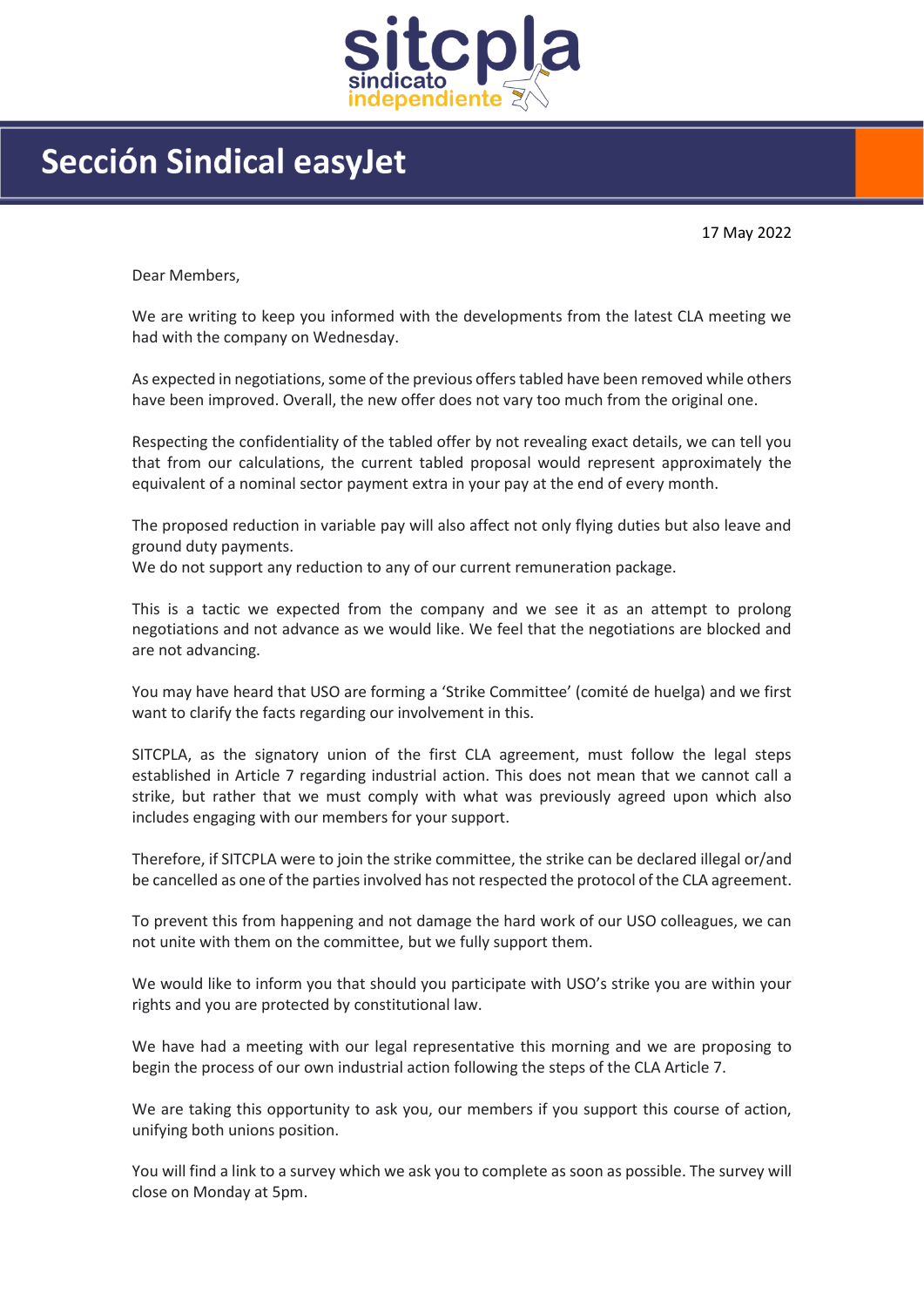sitcpla
sindicato independiente

# Sección Sindical easyJet

17 May 2022

Dear Members,

We are writing to keep you informed with the developments from the latest CLA meeting we had with the company on Wednesday.

As expected in negotiations, some of the previous offers tabled have been removed while others have been improved. Overall, the new offer does not vary too much from the original one.

Respecting the confidentiality of the tabled offer by not revealing exact details, we can tell you that from our calculations, the current tabled proposal would represent approximately the equivalent of a nominal sector payment extra in your pay at the end of every month.

The proposed reduction in variable pay will also affect not only flying duties but also leave and ground duty payments.
We do not support any reduction to any of our current remuneration package.

This is a tactic we expected from the company and we see it as an attempt to prolong negotiations and not advance as we would like. We feel that the negotiations are blocked and are not advancing.

You may have heard that USO are forming a 'Strike Committee' (comité de huelga) and we first want to clarify the facts regarding our involvement in this.

SITCPLA, as the signatory union of the first CLA agreement, must follow the legal steps established in Article 7 regarding industrial action. This does not mean that we cannot call a strike, but rather that we must comply with what was previously agreed upon which also includes engaging with our members for your support.

Therefore, if SITCPLA were to join the strike committee, the strike can be declared illegal or/and be cancelled as one of the parties involved has not respected the protocol of the CLA agreement.

To prevent this from happening and not damage the hard work of our USO colleagues, we can not unite with them on the committee, but we fully support them.

We would like to inform you that should you participate with USO's strike you are within your rights and you are protected by constitutional law.

We have had a meeting with our legal representative this morning and we are proposing to begin the process of our own industrial action following the steps of the CLA Article 7.

We are taking this opportunity to ask you, our members if you support this course of action, unifying both unions position.

You will find a link to a survey which we ask you to complete as soon as possible. The survey will close on Monday at 5pm.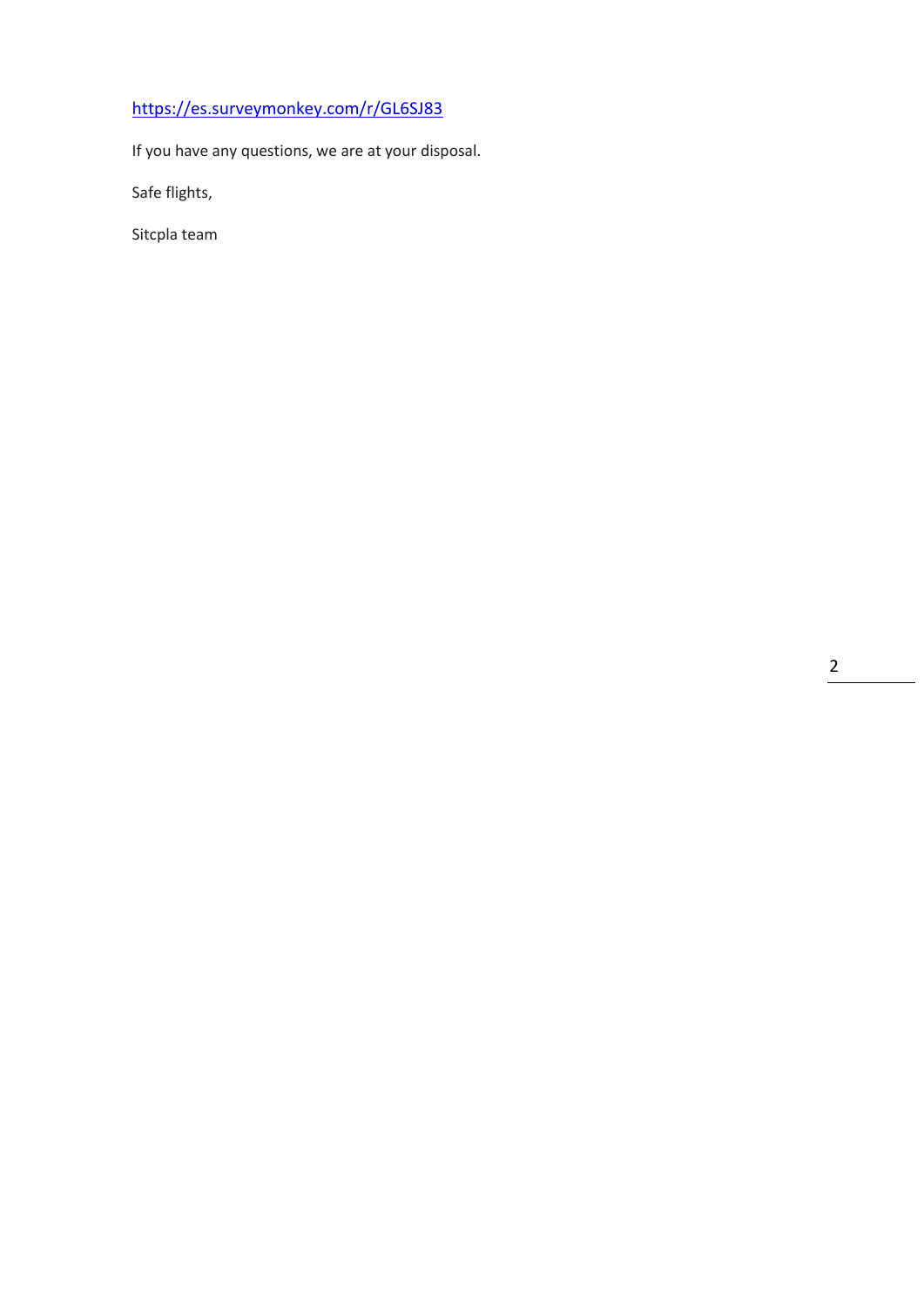[https://es.surveymonkey.com/r/GL6SJ83](https://es.surveymonkey.com/r/GL6SJ83)

If you have any questions, we are at your disposal.

Safe flights,

Sitcpla team